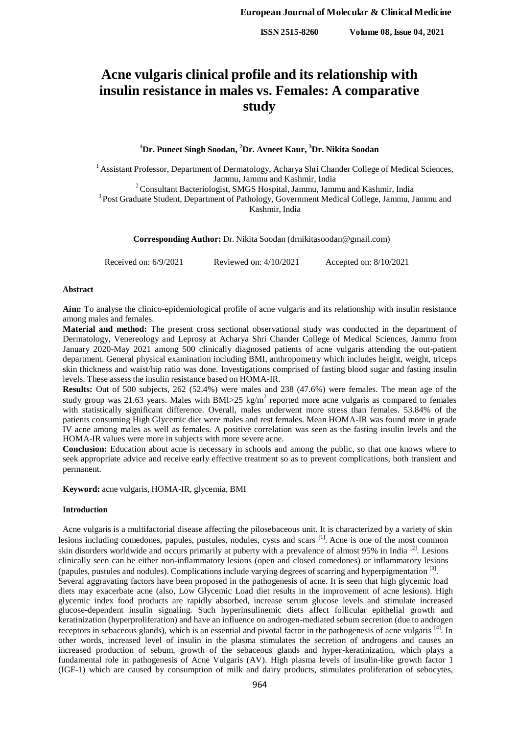# Acne vulgaris clinical profile and its relationship with insulin resistance in males vs. Females: A comparative study

**[1]Dr. Puneet Singh Soodan, [2]Dr. Avneet Kaur, [3]Dr. Nikita Soodan**

[1] Assistant Professor, Department of Dermatology, Acharya Shri Chander College of Medical Sciences, Jammu, Jammu and Kashmir, India

[2] Consultant Bacteriologist, SMGS Hospital, Jammu, Jammu and Kashmir, India

[3] Post Graduate Student, Department of Pathology, Government Medical College, Jammu, Jammu and Kashmir, India

**Corresponding Author:** Dr. Nikita Soodan (drnikitasoodan@gmail.com)

Received on: 6/9/2021 Reviewed on: 4/10/2021 Accepted on: 8/10/2021

#### Abstract

**Aim:** To analyse the clinico-epidemiological profile of acne vulgaris and its relationship with insulin resistance among males and females.

**Material and method:** The present cross sectional observational study was conducted in the department of Dermatology, Venereology and Leprosy at Acharya Shri Chander College of Medical Sciences, Jammu from January 2020-May 2021 among 500 clinically diagnosed patients of acne vulgaris attending the out-patient department. General physical examination including BMI, anthropometry which includes height, weight, triceps skin thickness and waist/hip ratio was done. Investigations comprised of fasting blood sugar and fasting insulin levels. These assess the insulin resistance based on HOMA-IR.

**Results:** Out of 500 subjects, 262 (52.4%) were males and 238 (47.6%) were females. The mean age of the study group was 21.63 years. Males with BMI>25 kg/m$^2$ reported more acne vulgaris as compared to females with statistically significant difference. Overall, males underwent more stress than females. 53.84% of the patients consuming High Glycemic diet were males and rest females. Mean HOMA-IR was found more in grade IV acne among males as well as females. A positive correlation was seen as the fasting insulin levels and the HOMA-IR values were more in subjects with more severe acne.

**Conclusion:** Education about acne is necessary in schools and among the public, so that one knows where to seek appropriate advice and receive early effective treatment so as to prevent complications, both transient and permanent.

**Keyword:** acne vulgaris, HOMA-IR, glycemia, BMI

#### Introduction

Acne vulgaris is a multifactorial disease affecting the pilosebaceous unit. It is characterized by a variety of skin lesions including comedones, papules, pustules, nodules, cysts and scars [1]. Acne is one of the most common skin disorders worldwide and occurs primarily at puberty with a prevalence of almost 95% in India [2]. Lesions clinically seen can be either non-inflammatory lesions (open and closed comedones) or inflammatory lesions (papules, pustules and nodules). Complications include varying degrees of scarring and hyperpigmentation [3].

Several aggravating factors have been proposed in the pathogenesis of acne. It is seen that high glycemic load diets may exacerbate acne (also, Low Glycemic Load diet results in the improvement of acne lesions). High glycemic index food products are rapidly absorbed, increase serum glucose levels and stimulate increased glucose-dependent insulin signaling. Such hyperinsulinemic diets affect follicular epithelial growth and keratinization (hyperproliferation) and have an influence on androgen-mediated sebum secretion (due to androgen receptors in sebaceous glands), which is an essential and pivotal factor in the pathogenesis of acne vulgaris [4]. In other words, increased level of insulin in the plasma stimulates the secretion of androgens and causes an increased production of sebum, growth of the sebaceous glands and hyper-keratinization, which plays a fundamental role in pathogenesis of Acne Vulgaris (AV). High plasma levels of insulin-like growth factor 1 (IGF-1) which are caused by consumption of milk and dairy products, stimulates proliferation of sebocytes,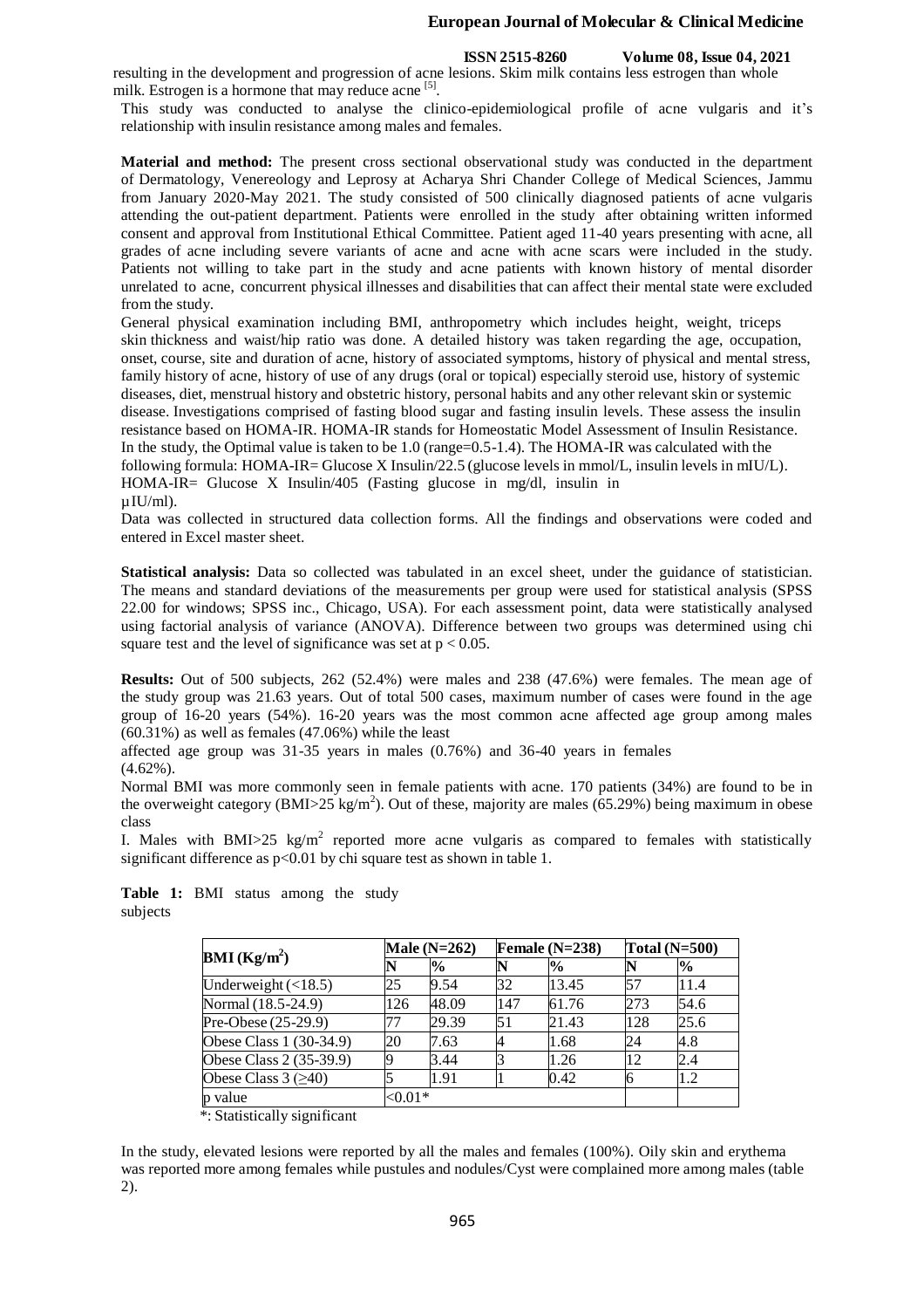resulting in the development and progression of acne lesions. Skim milk contains less estrogen than whole milk. Estrogen is a hormone that may reduce acne [5].

This study was conducted to analyse the clinico-epidemiological profile of acne vulgaris and it's relationship with insulin resistance among males and females.

**Material and method:** The present cross sectional observational study was conducted in the department of Dermatology, Venereology and Leprosy at Acharya Shri Chander College of Medical Sciences, Jammu from January 2020-May 2021. The study consisted of 500 clinically diagnosed patients of acne vulgaris attending the out-patient department. Patients were enrolled in the study after obtaining written informed consent and approval from Institutional Ethical Committee. Patient aged 11-40 years presenting with acne, all grades of acne including severe variants of acne and acne with acne scars were included in the study. Patients not willing to take part in the study and acne patients with known history of mental disorder unrelated to acne, concurrent physical illnesses and disabilities that can affect their mental state were excluded from the study.

General physical examination including BMI, anthropometry which includes height, weight, triceps skin thickness and waist/hip ratio was done. A detailed history was taken regarding the age, occupation, onset, course, site and duration of acne, history of associated symptoms, history of physical and mental stress, family history of acne, history of use of any drugs (oral or topical) especially steroid use, history of systemic diseases, diet, menstrual history and obstetric history, personal habits and any other relevant skin or systemic disease. Investigations comprised of fasting blood sugar and fasting insulin levels. These assess the insulin resistance based on HOMA-IR. HOMA-IR stands for Homeostatic Model Assessment of Insulin Resistance. In the study, the Optimal value is taken to be 1.0 (range=0.5-1.4). The HOMA-IR was calculated with the following formula: HOMA-IR= Glucose X Insulin/22.5 (glucose levels in mmol/L, insulin levels in mIU/L). HOMA-IR= Glucose X Insulin/405 (Fasting glucose in mg/dl, insulin in µIU/ml).

Data was collected in structured data collection forms. All the findings and observations were coded and entered in Excel master sheet.

**Statistical analysis:** Data so collected was tabulated in an excel sheet, under the guidance of statistician. The means and standard deviations of the measurements per group were used for statistical analysis (SPSS 22.00 for windows; SPSS inc., Chicago, USA). For each assessment point, data were statistically analysed using factorial analysis of variance (ANOVA). Difference between two groups was determined using chi square test and the level of significance was set at $p < 0.05$.

**Results:** Out of 500 subjects, 262 (52.4%) were males and 238 (47.6%) were females. The mean age of the study group was 21.63 years. Out of total 500 cases, maximum number of cases were found in the age group of 16-20 years (54%). 16-20 years was the most common acne affected age group among males (60.31%) as well as females (47.06%) while the least affected age group was 31-35 years in males (0.76%) and 36-40 years in females (4.62%).

Normal BMI was more commonly seen in female patients with acne. 170 patients (34%) are found to be in the overweight category (BMI>25 kg/m$^2$). Out of these, majority are males (65.29%) being maximum in obese class I. Males with BMI>25 kg/m$^2$ reported more acne vulgaris as compared to females with statistically significant difference as $p<0.01$ by chi square test as shown in table 1.

**Table 1:** BMI status among the study subjects

| BMI (Kg/m$^2$) | Male (N=262) | | Female (N=238) | | Total (N=500) | |
|---|---|---|---|---|---|---|
| | N | % | N | % | N | % |
| Underweight (<18.5) | 25 | 9.54 | 32 | 13.45 | 57 | 11.4 |
| Normal (18.5-24.9) | 126 | 48.09 | 147 | 61.76 | 273 | 54.6 |
| Pre-Obese (25-29.9) | 77 | 29.39 | 51 | 21.43 | 128 | 25.6 |
| Obese Class 1 (30-34.9) | 20 | 7.63 | 4 | 1.68 | 24 | 4.8 |
| Obese Class 2 (35-39.9) | 9 | 3.44 | 3 | 1.26 | 12 | 2.4 |
| Obese Class 3 (≥40) | 5 | 1.91 | 1 | 0.42 | 6 | 1.2 |
| p value | <0.01* | | | | | |

*: Statistically significant

In the study, elevated lesions were reported by all the males and females (100%). Oily skin and erythema was reported more among females while pustules and nodules/Cyst were complained more among males (table 2).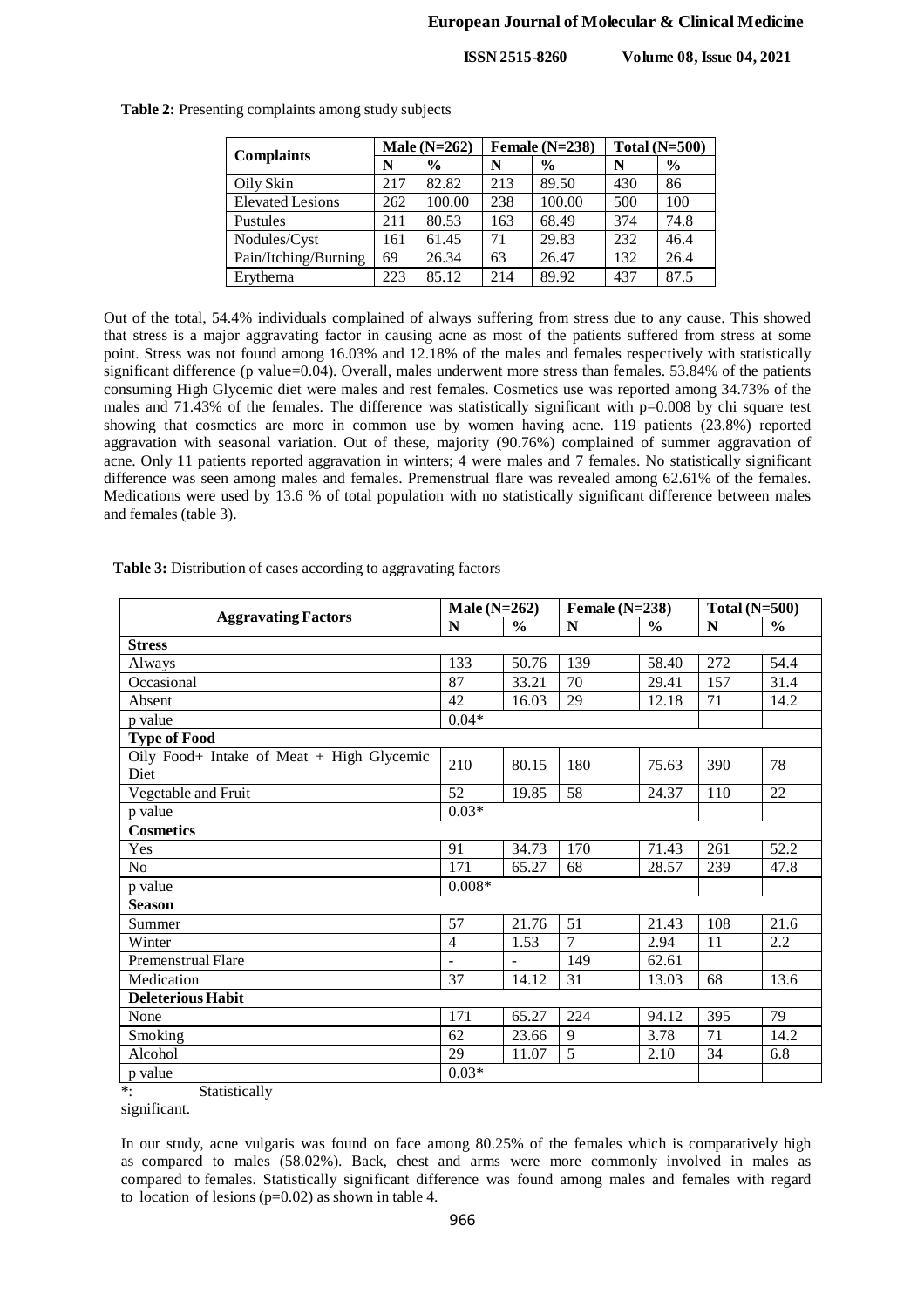**Table 2:** Presenting complaints among study subjects

| Complaints | Male (N=262) | | Female (N=238) | | Total (N=500) | |
|---|---|---|---|---|---|---|
| | N | % | N | % | N | % |
| Oily Skin | 217 | 82.82 | 213 | 89.50 | 430 | 86 |
| Elevated Lesions | 262 | 100.00 | 238 | 100.00 | 500 | 100 |
| Pustules | 211 | 80.53 | 163 | 68.49 | 374 | 74.8 |
| Nodules/Cyst | 161 | 61.45 | 71 | 29.83 | 232 | 46.4 |
| Pain/Itching/Burning | 69 | 26.34 | 63 | 26.47 | 132 | 26.4 |
| Erythema | 223 | 85.12 | 214 | 89.92 | 437 | 87.5 |

Out of the total, 54.4% individuals complained of always suffering from stress due to any cause. This showed that stress is a major aggravating factor in causing acne as most of the patients suffered from stress at some point. Stress was not found among 16.03% and 12.18% of the males and females respectively with statistically significant difference (p value=0.04). Overall, males underwent more stress than females. 53.84% of the patients consuming High Glycemic diet were males and rest females. Cosmetics use was reported among 34.73% of the males and 71.43% of the females. The difference was statistically significant with p=0.008 by chi square test showing that cosmetics are more in common use by women having acne. 119 patients (23.8%) reported aggravation with seasonal variation. Out of these, majority (90.76%) complained of summer aggravation of acne. Only 11 patients reported aggravation in winters; 4 were males and 7 females. No statistically significant difference was seen among males and females. Premenstrual flare was revealed among 62.61% of the females. Medications were used by 13.6 % of total population with no statistically significant difference between males and females (table 3).

**Table 3:** Distribution of cases according to aggravating factors

| Aggravating Factors | Male (N=262) | | Female (N=238) | | Total (N=500) | |
|---|---|---|---|---|---|---|
| | N | % | N | % | N | % |
| **Stress** | | | | | | |
| Always | 133 | 50.76 | 139 | 58.40 | 272 | 54.4 |
| Occasional | 87 | 33.21 | 70 | 29.41 | 157 | 31.4 |
| Absent | 42 | 16.03 | 29 | 12.18 | 71 | 14.2 |
| p value | 0.04* | | | | | |
| **Type of Food** | | | | | | |
| Oily Food+ Intake of Meat + High Glycemic Diet | 210 | 80.15 | 180 | 75.63 | 390 | 78 |
| Vegetable and Fruit | 52 | 19.85 | 58 | 24.37 | 110 | 22 |
| p value | 0.03* | | | | | |
| **Cosmetics** | | | | | | |
| Yes | 91 | 34.73 | 170 | 71.43 | 261 | 52.2 |
| No | 171 | 65.27 | 68 | 28.57 | 239 | 47.8 |
| p value | 0.008* | | | | | |
| **Season** | | | | | | |
| Summer | 57 | 21.76 | 51 | 21.43 | 108 | 21.6 |
| Winter | 4 | 1.53 | 7 | 2.94 | 11 | 2.2 |
| Premenstrual Flare | - | - | 149 | 62.61 | | |
| Medication | 37 | 14.12 | 31 | 13.03 | 68 | 13.6 |
| **Deleterious Habit** | | | | | | |
| None | 171 | 65.27 | 224 | 94.12 | 395 | 79 |
| Smoking | 62 | 23.66 | 9 | 3.78 | 71 | 14.2 |
| Alcohol | 29 | 11.07 | 5 | 2.10 | 34 | 6.8 |
| p value | 0.03* | | | | | |

*: Statistically significant.

In our study, acne vulgaris was found on face among 80.25% of the females which is comparatively high as compared to males (58.02%). Back, chest and arms were more commonly involved in males as compared to females. Statistically significant difference was found among males and females with regard to location of lesions (p=0.02) as shown in table 4.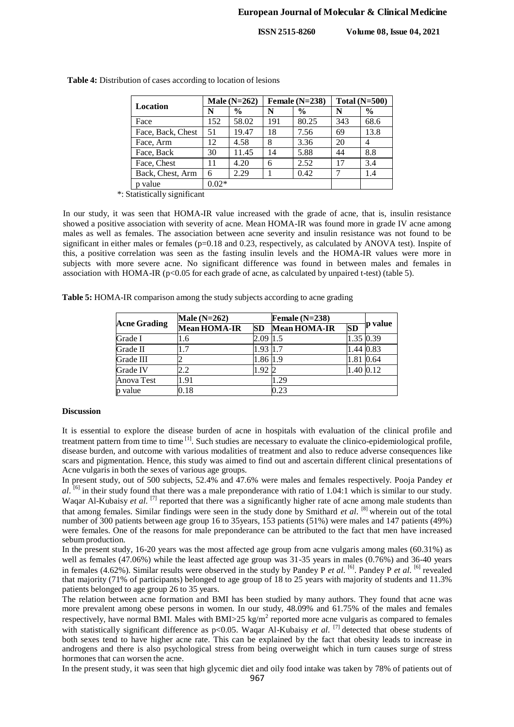**Table 4:** Distribution of cases according to location of lesions

| Location | Male (N=262) | | Female (N=238) | | Total (N=500) | |
|---|---|---|---|---|---|---|
| | N | % | N | % | N | % |
| Face | 152 | 58.02 | 191 | 80.25 | 343 | 68.6 |
| Face, Back, Chest | 51 | 19.47 | 18 | 7.56 | 69 | 13.8 |
| Face, Arm | 12 | 4.58 | 8 | 3.36 | 20 | 4 |
| Face, Back | 30 | 11.45 | 14 | 5.88 | 44 | 8.8 |
| Face, Chest | 11 | 4.20 | 6 | 2.52 | 17 | 3.4 |
| Back, Chest, Arm | 6 | 2.29 | 1 | 0.42 | 7 | 1.4 |
| p value | 0.02* | | | | | |

*: Statistically significant

In our study, it was seen that HOMA-IR value increased with the grade of acne, that is, insulin resistance showed a positive association with severity of acne. Mean HOMA-IR was found more in grade IV acne among males as well as females. The association between acne severity and insulin resistance was not found to be significant in either males or females (p=0.18 and 0.23, respectively, as calculated by ANOVA test). Inspite of this, a positive correlation was seen as the fasting insulin levels and the HOMA-IR values were more in subjects with more severe acne. No significant difference was found in between males and females in association with HOMA-IR ($p<0.05$ for each grade of acne, as calculated by unpaired t-test) (table 5).

**Table 5:** HOMA-IR comparison among the study subjects according to acne grading

| Acne Grading | Male (N=262) | | Female (N=238) | | p value |
|---|---|---|---|---|---|
| | Mean HOMA-IR | SD | Mean HOMA-IR | SD | |
| Grade I | 1.6 | 2.09 | 1.5 | 1.35 | 0.39 |
| Grade II | 1.7 | 1.93 | 1.7 | 1.44 | 0.83 |
| Grade III | 2 | 1.86 | 1.9 | 1.81 | 0.64 |
| Grade IV | 2.2 | 1.92 | 2 | 1.40 | 0.12 |
| Anova Test | 1.91 | | 1.29 | | |
| p value | 0.18 | | 0.23 | | |

### Discussion

It is essential to explore the disease burden of acne in hospitals with evaluation of the clinical profile and treatment pattern from time to time [1]. Such studies are necessary to evaluate the clinico-epidemiological profile, disease burden, and outcome with various modalities of treatment and also to reduce adverse consequences like scars and pigmentation. Hence, this study was aimed to find out and ascertain different clinical presentations of Acne vulgaris in both the sexes of various age groups.

In present study, out of 500 subjects, 52.4% and 47.6% were males and females respectively. Pooja Pandey *et al*. [6] in their study found that there was a male preponderance with ratio of 1.04:1 which is similar to our study. Waqar Al-Kubaisy *et al*. [7] reported that there was a significantly higher rate of acne among male students than that among females. Similar findings were seen in the study done by Smithard *et al*. [8] wherein out of the total number of 300 patients between age group 16 to 35years, 153 patients (51%) were males and 147 patients (49%) were females. One of the reasons for male preponderance can be attributed to the fact that men have increased sebum production.

In the present study, 16-20 years was the most affected age group from acne vulgaris among males (60.31%) as well as females (47.06%) while the least affected age group was 31-35 years in males (0.76%) and 36-40 years in females (4.62%). Similar results were observed in the study by Pandey P *et al*. [6]. Pandey P *et al*. [6] revealed that majority (71% of participants) belonged to age group of 18 to 25 years with majority of students and 11.3% patients belonged to age group 26 to 35 years.

The relation between acne formation and BMI has been studied by many authors. They found that acne was more prevalent among obese persons in women. In our study, 48.09% and 61.75% of the males and females respectively, have normal BMI. Males with BMI>25 kg/m$^2$ reported more acne vulgaris as compared to females with statistically significant difference as $p<0.05$. Waqar Al-Kubaisy *et al*. [7] detected that obese students of both sexes tend to have higher acne rate. This can be explained by the fact that obesity leads to increase in androgens and there is also psychological stress from being overweight which in turn causes surge of stress hormones that can worsen the acne.

In the present study, it was seen that high glycemic diet and oily food intake was taken by 78% of patients out of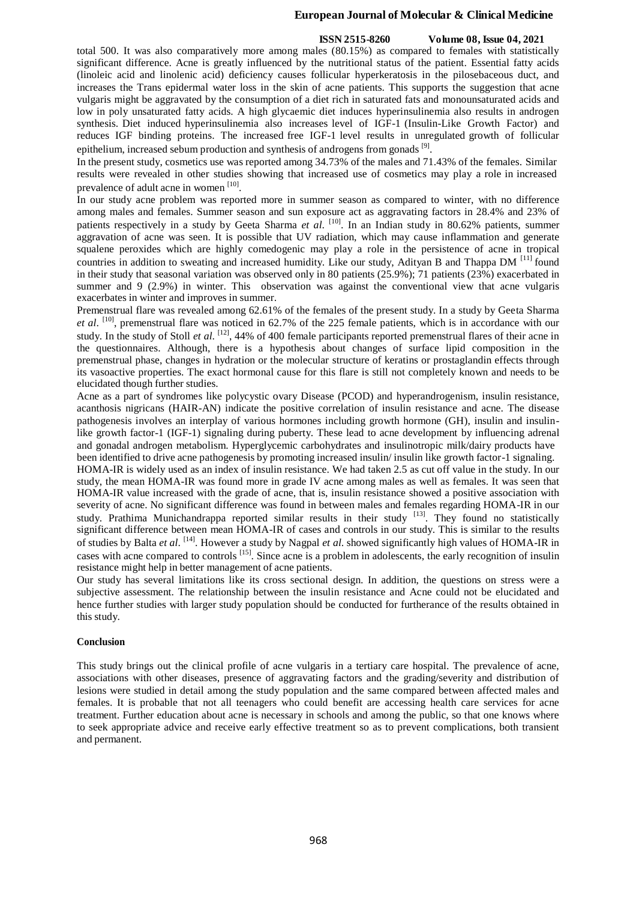total 500. It was also comparatively more among males (80.15%) as compared to females with statistically significant difference. Acne is greatly influenced by the nutritional status of the patient. Essential fatty acids (linoleic acid and linolenic acid) deficiency causes follicular hyperkeratosis in the pilosebaceous duct, and increases the Trans epidermal water loss in the skin of acne patients. This supports the suggestion that acne vulgaris might be aggravated by the consumption of a diet rich in saturated fats and monounsaturated acids and low in poly unsaturated fatty acids. A high glycaemic diet induces hyperinsulinemia also results in androgen synthesis. Diet induced hyperinsulinemia also increases level of IGF-1 (Insulin-Like Growth Factor) and reduces IGF binding proteins. The increased free IGF-1 level results in unregulated growth of follicular epithelium, increased sebum production and synthesis of androgens from gonads [9].

In the present study, cosmetics use was reported among 34.73% of the males and 71.43% of the females. Similar results were revealed in other studies showing that increased use of cosmetics may play a role in increased prevalence of adult acne in women [10].

In our study acne problem was reported more in summer season as compared to winter, with no difference among males and females. Summer season and sun exposure act as aggravating factors in 28.4% and 23% of patients respectively in a study by Geeta Sharma *et al.* [10]. In an Indian study in 80.62% patients, summer aggravation of acne was seen. It is possible that UV radiation, which may cause inflammation and generate squalene peroxides which are highly comedogenic may play a role in the persistence of acne in tropical countries in addition to sweating and increased humidity. Like our study, Adityan B and Thappa DM [11] found in their study that seasonal variation was observed only in 80 patients (25.9%); 71 patients (23%) exacerbated in summer and 9 (2.9%) in winter. This observation was against the conventional view that acne vulgaris exacerbates in winter and improves in summer.

Premenstrual flare was revealed among 62.61% of the females of the present study. In a study by Geeta Sharma *et al.* [10], premenstrual flare was noticed in 62.7% of the 225 female patients, which is in accordance with our study. In the study of Stoll *et al.* [12], 44% of 400 female participants reported premenstrual flares of their acne in the questionnaires. Although, there is a hypothesis about changes of surface lipid composition in the premenstrual phase, changes in hydration or the molecular structure of keratins or prostaglandin effects through its vasoactive properties. The exact hormonal cause for this flare is still not completely known and needs to be elucidated though further studies.

Acne as a part of syndromes like polycystic ovary Disease (PCOD) and hyperandrogenism, insulin resistance, acanthosis nigricans (HAIR-AN) indicate the positive correlation of insulin resistance and acne. The disease pathogenesis involves an interplay of various hormones including growth hormone (GH), insulin and insulin-like growth factor-1 (IGF-1) signaling during puberty. These lead to acne development by influencing adrenal and gonadal androgen metabolism. Hyperglycemic carbohydrates and insulinotropic milk/dairy products have been identified to drive acne pathogenesis by promoting increased insulin/ insulin like growth factor-1 signaling.

HOMA-IR is widely used as an index of insulin resistance. We had taken 2.5 as cut off value in the study. In our study, the mean HOMA-IR was found more in grade IV acne among males as well as females. It was seen that HOMA-IR value increased with the grade of acne, that is, insulin resistance showed a positive association with severity of acne. No significant difference was found in between males and females regarding HOMA-IR in our study. Prathima Munichandrappa reported similar results in their study [13]. They found no statistically significant difference between mean HOMA-IR of cases and controls in our study. This is similar to the results of studies by Balta *et al.* [14]. However a study by Nagpal *et al.* showed significantly high values of HOMA-IR in cases with acne compared to controls [15]. Since acne is a problem in adolescents, the early recognition of insulin resistance might help in better management of acne patients.

Our study has several limitations like its cross sectional design. In addition, the questions on stress were a subjective assessment. The relationship between the insulin resistance and Acne could not be elucidated and hence further studies with larger study population should be conducted for furtherance of the results obtained in this study.

## Conclusion

This study brings out the clinical profile of acne vulgaris in a tertiary care hospital. The prevalence of acne, associations with other diseases, presence of aggravating factors and the grading/severity and distribution of lesions were studied in detail among the study population and the same compared between affected males and females. It is probable that not all teenagers who could benefit are accessing health care services for acne treatment. Further education about acne is necessary in schools and among the public, so that one knows where to seek appropriate advice and receive early effective treatment so as to prevent complications, both transient and permanent.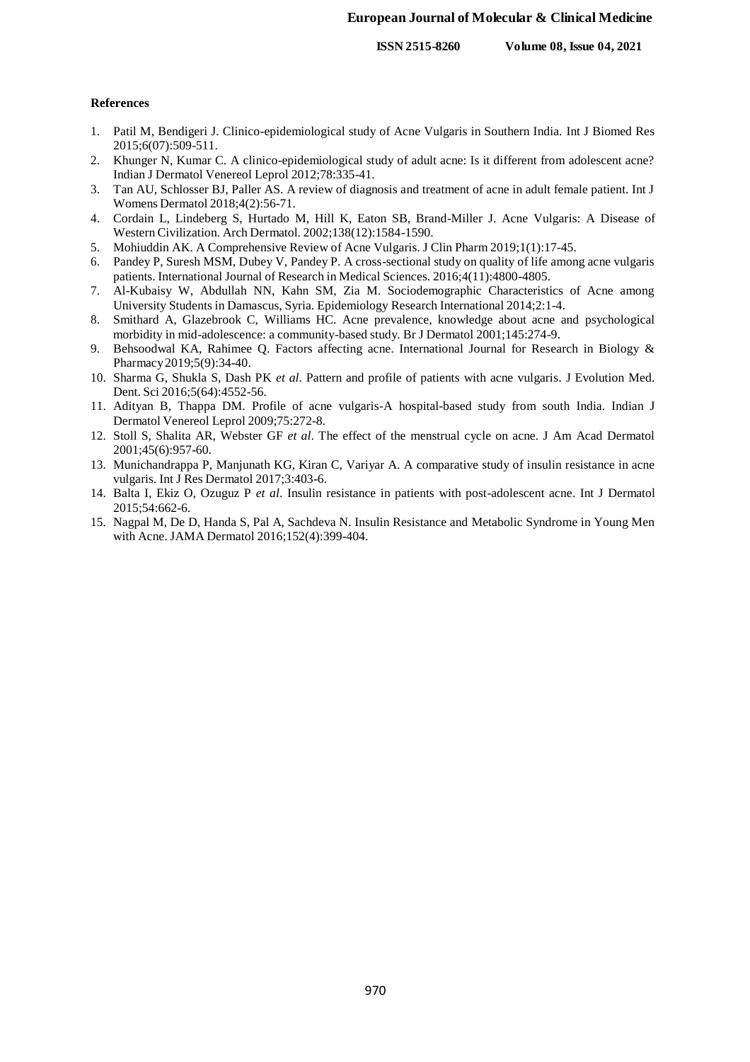## References

1. Patil M, Bendigeri J. Clinico-epidemiological study of Acne Vulgaris in Southern India. Int J Biomed Res 2015;6(07):509-511.
2. Khunger N, Kumar C. A clinico-epidemiological study of adult acne: Is it different from adolescent acne? Indian J Dermatol Venereol Leprol 2012;78:335-41.
3. Tan AU, Schlosser BJ, Paller AS. A review of diagnosis and treatment of acne in adult female patient. Int J Womens Dermatol 2018;4(2):56-71.
4. Cordain L, Lindeberg S, Hurtado M, Hill K, Eaton SB, Brand-Miller J. Acne Vulgaris: A Disease of Western Civilization. Arch Dermatol. 2002;138(12):1584-1590.
5. Mohiuddin AK. A Comprehensive Review of Acne Vulgaris. J Clin Pharm 2019;1(1):17-45.
6. Pandey P, Suresh MSM, Dubey V, Pandey P. A cross-sectional study on quality of life among acne vulgaris patients. International Journal of Research in Medical Sciences. 2016;4(11):4800-4805.
7. Al-Kubaisy W, Abdullah NN, Kahn SM, Zia M. Sociodemographic Characteristics of Acne among University Students in Damascus, Syria. Epidemiology Research International 2014;2:1-4.
8. Smithard A, Glazebrook C, Williams HC. Acne prevalence, knowledge about acne and psychological morbidity in mid-adolescence: a community-based study. Br J Dermatol 2001;145:274-9.
9. Behsoodwal KA, Rahimee Q. Factors affecting acne. International Journal for Research in Biology & Pharmacy 2019;5(9):34-40.
10. Sharma G, Shukla S, Dash PK *et al*. Pattern and profile of patients with acne vulgaris. J Evolution Med. Dent. Sci 2016;5(64):4552-56.
11. Adityan B, Thappa DM. Profile of acne vulgaris-A hospital-based study from south India. Indian J Dermatol Venereol Leprol 2009;75:272-8.
12. Stoll S, Shalita AR, Webster GF *et al*. The effect of the menstrual cycle on acne. J Am Acad Dermatol 2001;45(6):957-60.
13. Munichandrappa P, Manjunath KG, Kiran C, Variyar A. A comparative study of insulin resistance in acne vulgaris. Int J Res Dermatol 2017;3:403-6.
14. Balta I, Ekiz O, Ozuguz P *et al*. Insulin resistance in patients with post-adolescent acne. Int J Dermatol 2015;54:662-6.
15. Nagpal M, De D, Handa S, Pal A, Sachdeva N. Insulin Resistance and Metabolic Syndrome in Young Men with Acne. JAMA Dermatol 2016;152(4):399-404.